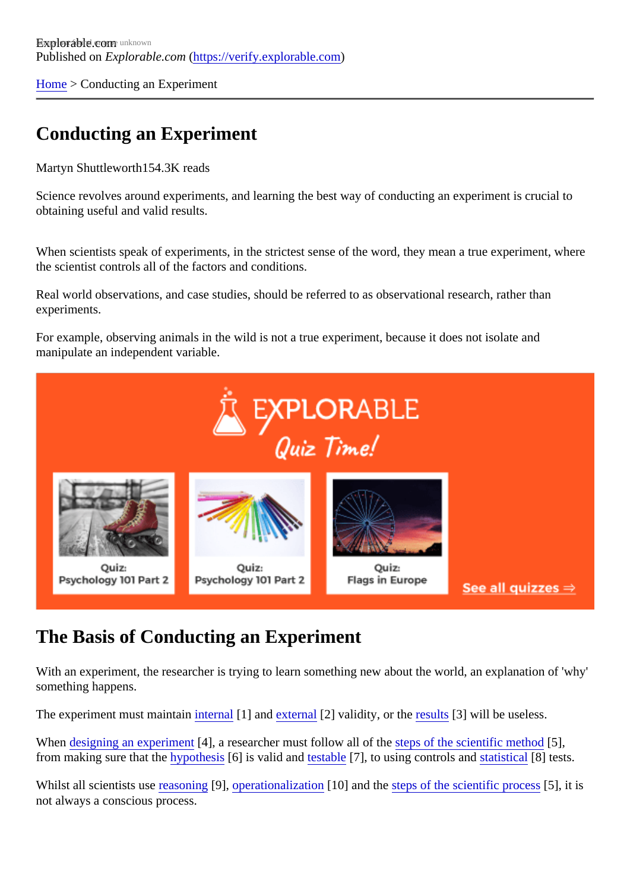Explorable.com
Published on *Explorable.com* (https://verify.explorable.com)

Home > Conducting an Experiment

# Conducting an Experiment

Martyn Shuttleworth154.3K reads

Science revolves around experiments, and learning the best way of conducting an experiment is crucial to obtaining useful and valid results.

When scientists speak of experiments, in the strictest sense of the word, they mean a true experiment, where the scientist controls all of the factors and conditions.

Real world observations, and case studies, should be referred to as observational research, rather than experiments.

For example, observing animals in the wild is not a true experiment, because it does not isolate and manipulate an independent variable.

## The Basis of Conducting an Experiment

With an experiment, the researcher is trying to learn something new about the world, an explanation of 'why' something happens.

The experiment must maintain internal [1] and external [2] validity, or the results [3] will be useless.

When designing an experiment [4], a researcher must follow all of the steps of the scientific method [5], from making sure that the hypothesis [6] is valid and testable [7], to using controls and statistical [8] tests.

Whilst all scientists use reasoning [9], operationalization [10] and the steps of the scientific process [5], it is not always a conscious process.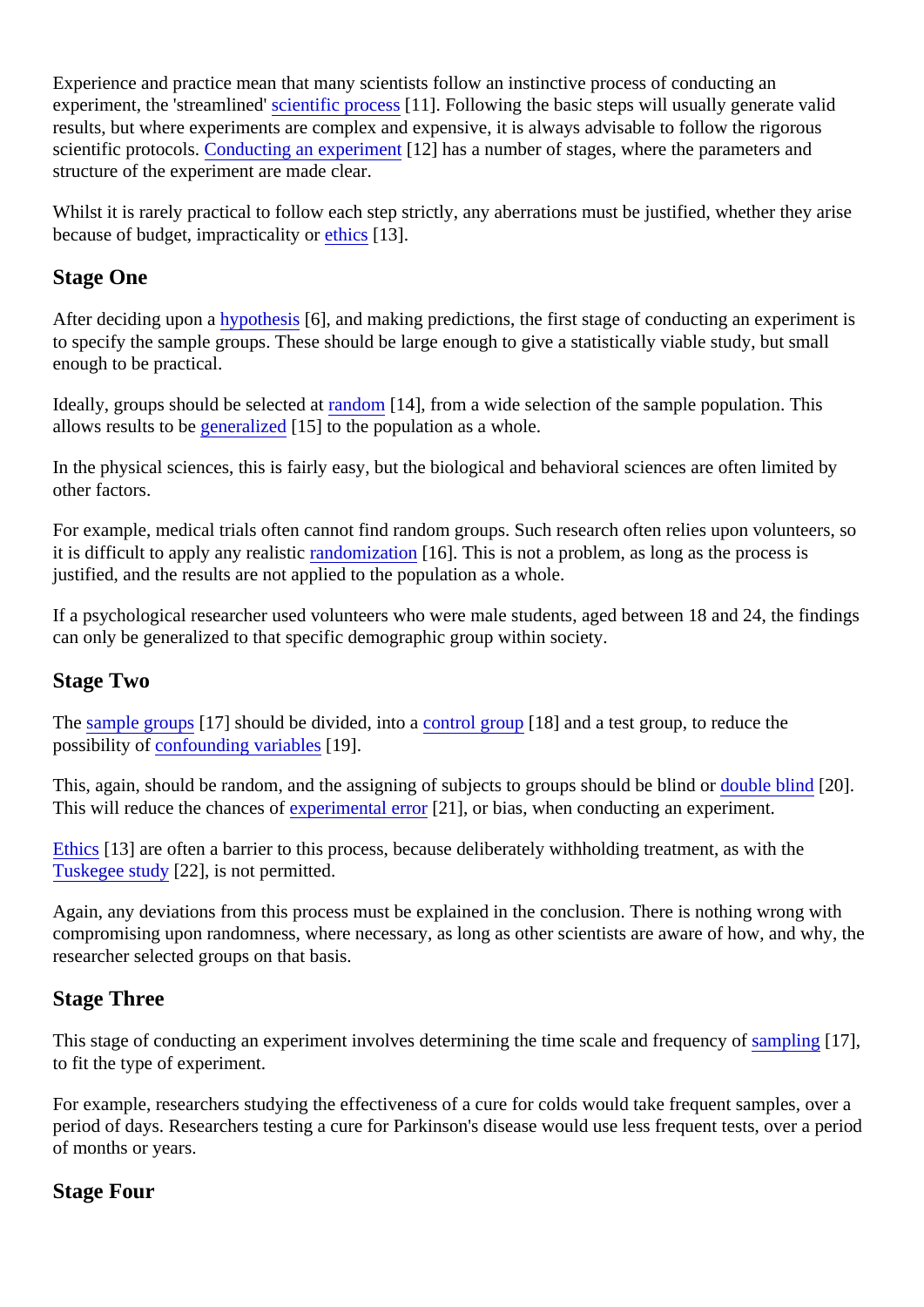Experience and practice mean that many scientists follow an instinctive process of conducting an experiment, the 'streamlined' scientific process [11]. Following the basic steps will usually generate valid results, but where experiments are complex and expensive, it is always advisable to follow the rigorous scientific protocols. Conducting an experiment [12] has a number of stages, where the parameters and structure of the experiment are made clear.

Whilst it is rarely practical to follow each step strictly, any aberrations must be justified, whether they arise because of budget, impracticality or ethics [13].

## Stage One

After deciding upon a hypothesis [6], and making predictions, the first stage of conducting an experiment is to specify the sample groups. These should be large enough to give a statistically viable study, but small enough to be practical.

Ideally, groups should be selected at random [14], from a wide selection of the sample population. This allows results to be generalized [15] to the population as a whole.

In the physical sciences, this is fairly easy, but the biological and behavioral sciences are often limited by other factors.

For example, medical trials often cannot find random groups. Such research often relies upon volunteers, so it is difficult to apply any realistic randomization [16]. This is not a problem, as long as the process is justified, and the results are not applied to the population as a whole.

If a psychological researcher used volunteers who were male students, aged between 18 and 24, the findings can only be generalized to that specific demographic group within society.

## Stage Two

The sample groups [17] should be divided, into a control group [18] and a test group, to reduce the possibility of confounding variables [19].

This, again, should be random, and the assigning of subjects to groups should be blind or double blind [20]. This will reduce the chances of experimental error [21], or bias, when conducting an experiment.

Ethics [13] are often a barrier to this process, because deliberately withholding treatment, as with the Tuskegee study [22], is not permitted.

Again, any deviations from this process must be explained in the conclusion. There is nothing wrong with compromising upon randomness, where necessary, as long as other scientists are aware of how, and why, the researcher selected groups on that basis.

## Stage Three

This stage of conducting an experiment involves determining the time scale and frequency of sampling [17], to fit the type of experiment.

For example, researchers studying the effectiveness of a cure for colds would take frequent samples, over a period of days. Researchers testing a cure for Parkinson's disease would use less frequent tests, over a period of months or years.

## Stage Four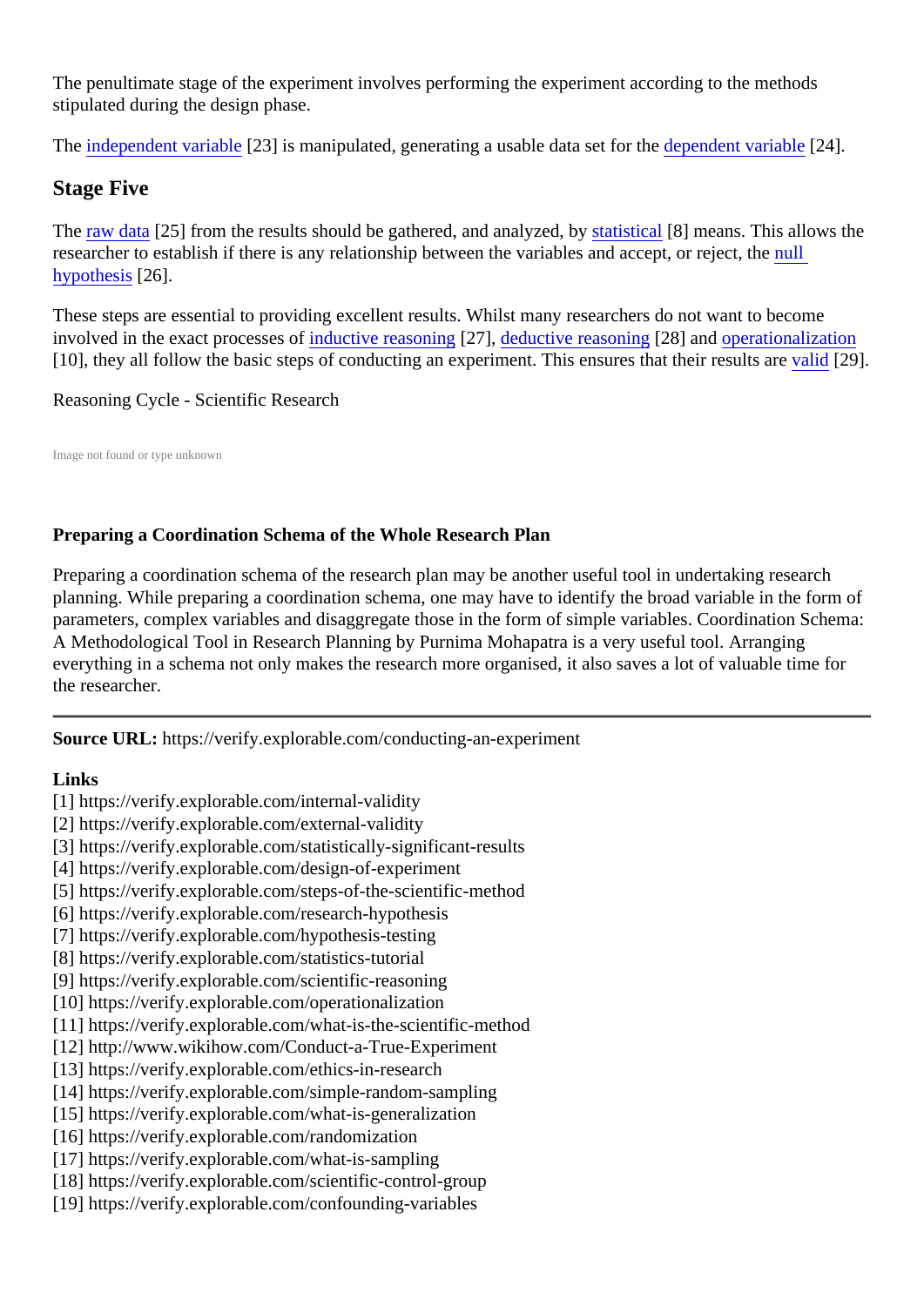The penultimate stage of the experiment involves performing the experiment according to the methods stipulated during the design phase.

The independent variable [23] is manipulated, generating a usable data set for the dependent variable [24].

## Stage Five

The raw data [25] from the results should be gathered, and analyzed, by statistical [8] means. This allows the researcher to establish if there is any relationship between the variables and accept, or reject, the null hypothesis [26].

These steps are essential to providing excellent results. Whilst many researchers do not want to become involved in the exact processes of inductive reasoning [27], deductive reasoning [28] and operationalization [10], they all follow the basic steps of conducting an experiment. This ensures that their results are valid [29].

Reasoning Cycle - Scientific Research

Image not found or type unknown

**Preparing a Coordination Schema of the Whole Research Plan**

Preparing a coordination schema of the research plan may be another useful tool in undertaking research planning. While preparing a coordination schema, one may have to identify the broad variable in the form of parameters, complex variables and disaggregate those in the form of simple variables. Coordination Schema: A Methodological Tool in Research Planning by Purnima Mohapatra is a very useful tool. Arranging everything in a schema not only makes the research more organised, it also saves a lot of valuable time for the researcher.

---

**Source URL:** https://verify.explorable.com/conducting-an-experiment

**Links**

[1] https://verify.explorable.com/internal-validity
[2] https://verify.explorable.com/external-validity
[3] https://verify.explorable.com/statistically-significant-results
[4] https://verify.explorable.com/design-of-experiment
[5] https://verify.explorable.com/steps-of-the-scientific-method
[6] https://verify.explorable.com/research-hypothesis
[7] https://verify.explorable.com/hypothesis-testing
[8] https://verify.explorable.com/statistics-tutorial
[9] https://verify.explorable.com/scientific-reasoning
[10] https://verify.explorable.com/operationalization
[11] https://verify.explorable.com/what-is-the-scientific-method
[12] http://www.wikihow.com/Conduct-a-True-Experiment
[13] https://verify.explorable.com/ethics-in-research
[14] https://verify.explorable.com/simple-random-sampling
[15] https://verify.explorable.com/what-is-generalization
[16] https://verify.explorable.com/randomization
[17] https://verify.explorable.com/what-is-sampling
[18] https://verify.explorable.com/scientific-control-group
[19] https://verify.explorable.com/confounding-variables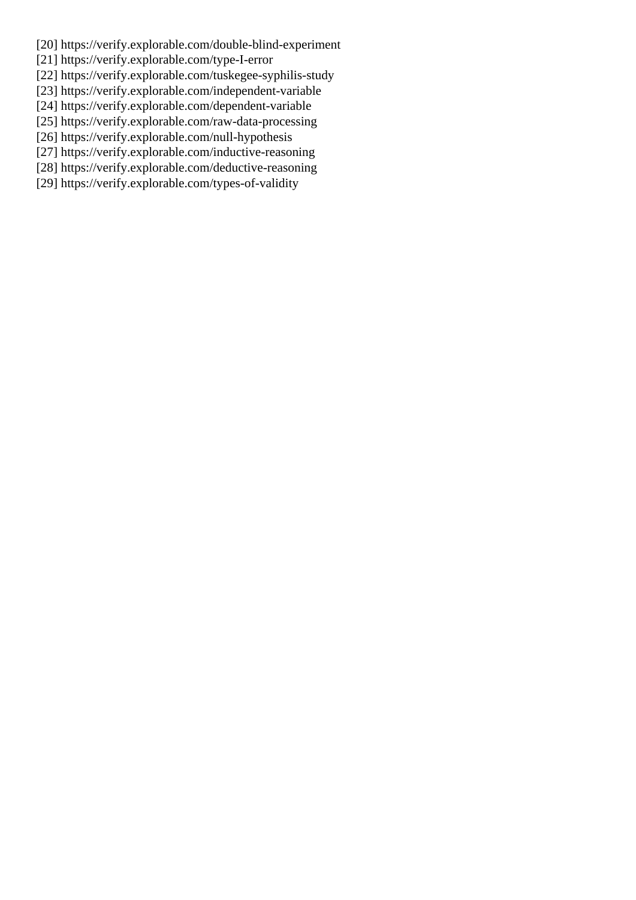[20] https://verify.explorable.com/double-blind-experiment
[21] https://verify.explorable.com/type-I-error
[22] https://verify.explorable.com/tuskegee-syphilis-study
[23] https://verify.explorable.com/independent-variable
[24] https://verify.explorable.com/dependent-variable
[25] https://verify.explorable.com/raw-data-processing
[26] https://verify.explorable.com/null-hypothesis
[27] https://verify.explorable.com/inductive-reasoning
[28] https://verify.explorable.com/deductive-reasoning
[29] https://verify.explorable.com/types-of-validity